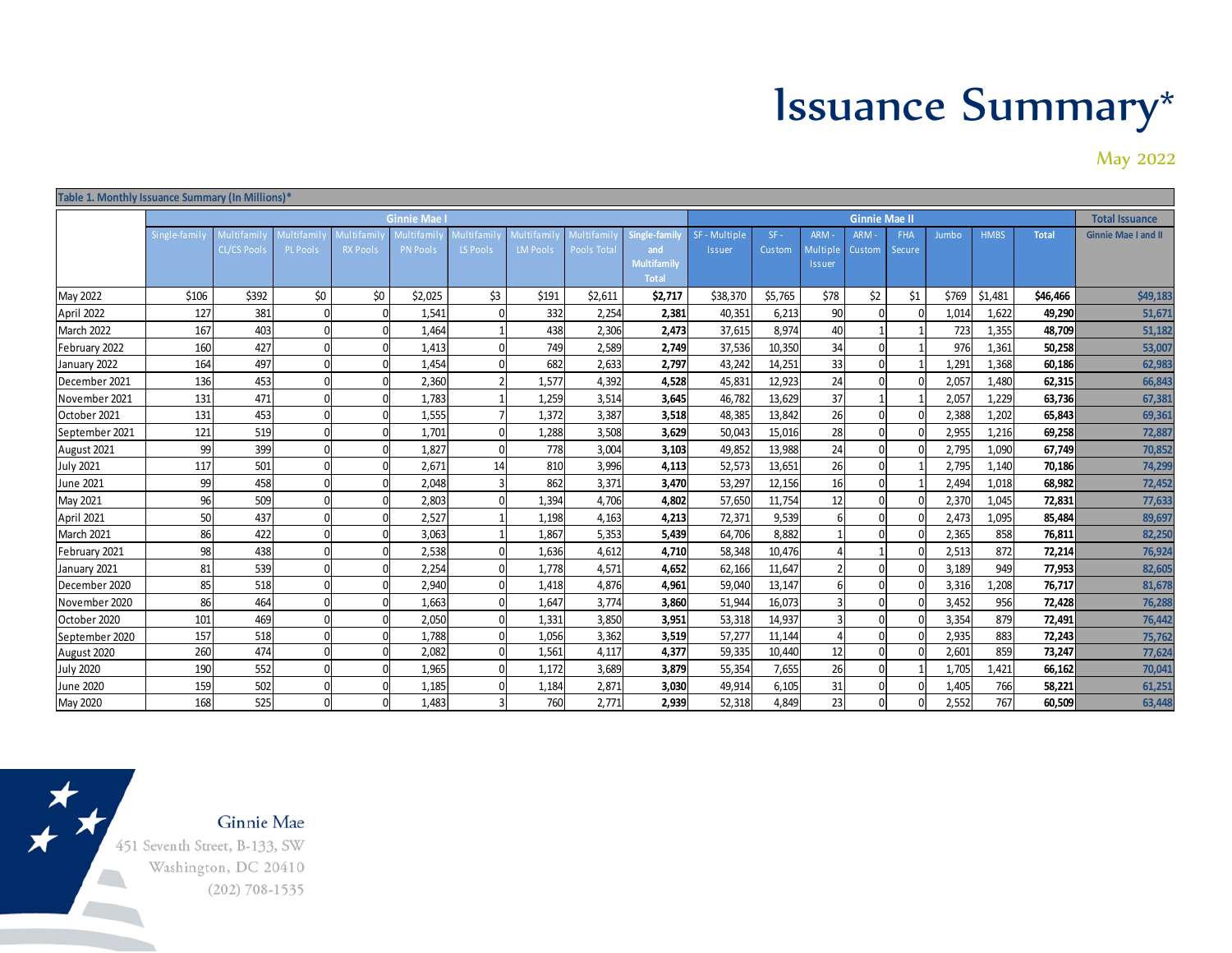# Issuance Summary*

May 2022

| Table 1. Monthly Issuance Summary (In Millions)* | | | | | | | | | | | | | | | | | | |
|---|---|---|---|---|---|---|---|---|---|---|---|---|---|---|---|---|---|---|
| | Ginnie Mae I | | | | | | | | | Ginnie Mae II | | | | | | | | Total Issuance |
| | Single-family | Multifamily CL/CS Pools | Multifamily PL Pools | Multifamily RX Pools | Multifamily PN Pools | Multifamily LS Pools | Multifamily LM Pools | Multifamily Pools Total | Single-family and Multifamily Total | SF - Multiple Issuer | SF - Custom | ARM - Multiple Issuer | ARM - Custom | FHA Secure | Jumbo | HMBS | Total | Ginnie Mae I and II |
| May 2022 | $106 | $392 | $0 | $0 | $2,025 | $3 | $191 | $2,611 | $2,717 | $38,370 | $5,765 | $78 | $2 | $1 | $769 | $1,481 | $46,466 | $49,183 |
| April 2022 | 127 | 381 | 0 | 0 | 1,541 | 0 | 332 | 2,254 | 2,381 | 40,351 | 6,213 | 90 | 0 | 0 | 1,014 | 1,622 | 49,290 | 51,671 |
| March 2022 | 167 | 403 | 0 | 0 | 1,464 | 1 | 438 | 2,306 | 2,473 | 37,615 | 8,974 | 40 | 1 | 1 | 723 | 1,355 | 48,709 | 51,182 |
| February 2022 | 160 | 427 | 0 | 0 | 1,413 | 0 | 749 | 2,589 | 2,749 | 37,536 | 10,350 | 34 | 0 | 1 | 976 | 1,361 | 50,258 | 53,007 |
| January 2022 | 164 | 497 | 0 | 0 | 1,454 | 0 | 682 | 2,633 | 2,797 | 43,242 | 14,251 | 33 | 0 | 1 | 1,291 | 1,368 | 60,186 | 62,983 |
| December 2021 | 136 | 453 | 0 | 0 | 2,360 | 2 | 1,577 | 4,392 | 4,528 | 45,831 | 12,923 | 24 | 0 | 0 | 2,057 | 1,480 | 62,315 | 66,843 |
| November 2021 | 131 | 471 | 0 | 0 | 1,783 | 1 | 1,259 | 3,514 | 3,645 | 46,782 | 13,629 | 37 | 1 | 1 | 2,057 | 1,229 | 63,736 | 67,381 |
| October 2021 | 131 | 453 | 0 | 0 | 1,555 | 7 | 1,372 | 3,387 | 3,518 | 48,385 | 13,842 | 26 | 0 | 0 | 2,388 | 1,202 | 65,843 | 69,361 |
| September 2021 | 121 | 519 | 0 | 0 | 1,701 | 0 | 1,288 | 3,508 | 3,629 | 50,043 | 15,016 | 28 | 0 | 0 | 2,955 | 1,216 | 69,258 | 72,887 |
| August 2021 | 99 | 399 | 0 | 0 | 1,827 | 0 | 778 | 3,004 | 3,103 | 49,852 | 13,988 | 24 | 0 | 0 | 2,795 | 1,090 | 67,749 | 70,852 |
| July 2021 | 117 | 501 | 0 | 0 | 2,671 | 14 | 810 | 3,996 | 4,113 | 52,573 | 13,651 | 26 | 0 | 1 | 2,795 | 1,140 | 70,186 | 74,299 |
| June 2021 | 99 | 458 | 0 | 0 | 2,048 | 3 | 862 | 3,371 | 3,470 | 53,297 | 12,156 | 16 | 0 | 1 | 2,494 | 1,018 | 68,982 | 72,452 |
| May 2021 | 96 | 509 | 0 | 0 | 2,803 | 0 | 1,394 | 4,706 | 4,802 | 57,650 | 11,754 | 12 | 0 | 0 | 2,370 | 1,045 | 72,831 | 77,633 |
| April 2021 | 50 | 437 | 0 | 0 | 2,527 | 1 | 1,198 | 4,163 | 4,213 | 72,371 | 9,539 | 6 | 0 | 0 | 2,473 | 1,095 | 85,484 | 89,697 |
| March 2021 | 86 | 422 | 0 | 0 | 3,063 | 1 | 1,867 | 5,353 | 5,439 | 64,706 | 8,882 | 1 | 0 | 0 | 2,365 | 858 | 76,811 | 82,250 |
| February 2021 | 98 | 438 | 0 | 0 | 2,538 | 0 | 1,636 | 4,612 | 4,710 | 58,348 | 10,476 | 4 | 1 | 0 | 2,513 | 872 | 72,214 | 76,924 |
| January 2021 | 81 | 539 | 0 | 0 | 2,254 | 0 | 1,778 | 4,571 | 4,652 | 62,166 | 11,647 | 2 | 0 | 0 | 3,189 | 949 | 77,953 | 82,605 |
| December 2020 | 85 | 518 | 0 | 0 | 2,940 | 0 | 1,418 | 4,876 | 4,961 | 59,040 | 13,147 | 6 | 0 | 0 | 3,316 | 1,208 | 76,717 | 81,678 |
| November 2020 | 86 | 464 | 0 | 0 | 1,663 | 0 | 1,647 | 3,774 | 3,860 | 51,944 | 16,073 | 3 | 0 | 0 | 3,452 | 956 | 72,428 | 76,288 |
| October 2020 | 101 | 469 | 0 | 0 | 2,050 | 0 | 1,331 | 3,850 | 3,951 | 53,318 | 14,937 | 3 | 0 | 0 | 3,354 | 879 | 72,491 | 76,442 |
| September 2020 | 157 | 518 | 0 | 0 | 1,788 | 0 | 1,056 | 3,362 | 3,519 | 57,277 | 11,144 | 4 | 0 | 0 | 2,935 | 883 | 72,243 | 75,762 |
| August 2020 | 260 | 474 | 0 | 0 | 2,082 | 0 | 1,561 | 4,117 | 4,377 | 59,335 | 10,440 | 12 | 0 | 0 | 2,601 | 859 | 73,247 | 77,624 |
| July 2020 | 190 | 552 | 0 | 0 | 1,965 | 0 | 1,172 | 3,689 | 3,879 | 55,354 | 7,655 | 26 | 0 | 1 | 1,705 | 1,421 | 66,162 | 70,041 |
| June 2020 | 159 | 502 | 0 | 0 | 1,185 | 0 | 1,184 | 2,871 | 3,030 | 49,914 | 6,105 | 31 | 0 | 0 | 1,405 | 766 | 58,221 | 61,251 |
| May 2020 | 168 | 525 | 0 | 0 | 1,483 | 3 | 760 | 2,771 | 2,939 | 52,318 | 4,849 | 23 | 0 | 0 | 2,552 | 767 | 60,509 | 63,448 |

Ginnie Mae
451 Seventh Street, B-133, SW
Washington, DC 20410
(202) 708-1535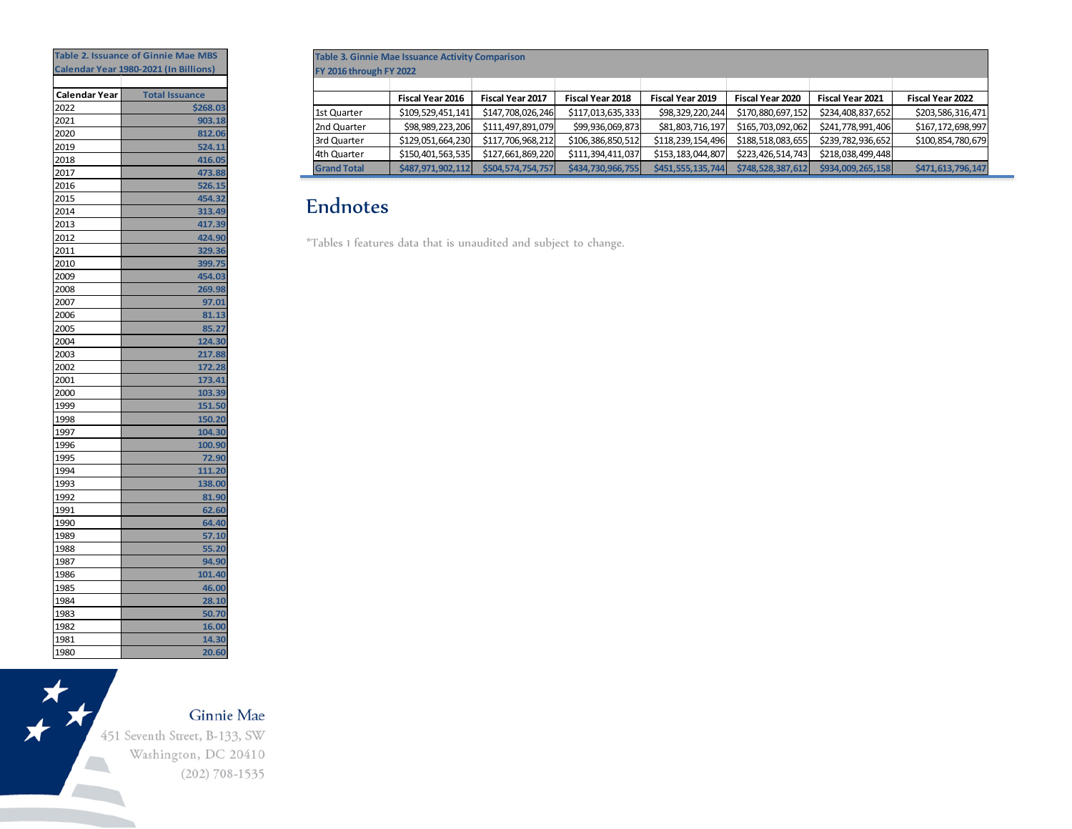| Table 2. Issuance of Ginnie Mae MBS Calendar Year 1980-2021 (In Billions) | |
|---|---|
| Calendar Year | Total Issuance |
| 2022 | $268.03 |
| 2021 | 903.18 |
| 2020 | 812.06 |
| 2019 | 524.11 |
| 2018 | 416.05 |
| 2017 | 473.88 |
| 2016 | 526.15 |
| 2015 | 454.32 |
| 2014 | 313.49 |
| 2013 | 417.39 |
| 2012 | 424.90 |
| 2011 | 329.36 |
| 2010 | 399.75 |
| 2009 | 454.03 |
| 2008 | 269.98 |
| 2007 | 97.01 |
| 2006 | 81.13 |
| 2005 | 85.27 |
| 2004 | 124.30 |
| 2003 | 217.88 |
| 2002 | 172.28 |
| 2001 | 173.41 |
| 2000 | 103.39 |
| 1999 | 151.50 |
| 1998 | 150.20 |
| 1997 | 104.30 |
| 1996 | 100.90 |
| 1995 | 72.90 |
| 1994 | 111.20 |
| 1993 | 138.00 |
| 1992 | 81.90 |
| 1991 | 62.60 |
| 1990 | 64.40 |
| 1989 | 57.10 |
| 1988 | 55.20 |
| 1987 | 94.90 |
| 1986 | 101.40 |
| 1985 | 46.00 |
| 1984 | 28.10 |
| 1983 | 50.70 |
| 1982 | 16.00 |
| 1981 | 14.30 |
| 1980 | 20.60 |

**Table 3. Ginnie Mae Issuance Activity Comparison FY 2016 through FY 2022**

| | Fiscal Year 2016 | Fiscal Year 2017 | Fiscal Year 2018 | Fiscal Year 2019 | Fiscal Year 2020 | Fiscal Year 2021 | Fiscal Year 2022 |
|---|---|---|---|---|---|---|---|
| 1st Quarter | $109,529,451,141 | $147,708,026,246 | $117,013,635,333 | $98,329,220,244 | $170,880,697,152 | $234,408,837,652 | $203,586,316,471 |
| 2nd Quarter | $98,989,223,206 | $111,497,891,079 | $99,936,069,873 | $81,803,716,197 | $165,703,092,062 | $241,778,991,406 | $167,172,698,997 |
| 3rd Quarter | $129,051,664,230 | $117,706,968,212 | $106,386,850,512 | $118,239,154,496 | $188,518,083,655 | $239,782,936,652 | $100,854,780,679 |
| 4th Quarter | $150,401,563,535 | $127,661,869,220 | $111,394,411,037 | $153,183,044,807 | $223,426,514,743 | $218,038,499,448 | |
| Grand Total | $487,971,902,112 | $504,574,754,757 | $434,730,966,755 | $451,555,135,744 | $748,528,387,612 | $934,009,265,158 | $471,613,796,147 |

# Endnotes

*Tables 1 features data that is unaudited and subject to change.

Ginnie Mae
451 Seventh Street, B-133, SW
Washington, DC 20410
(202) 708-1535